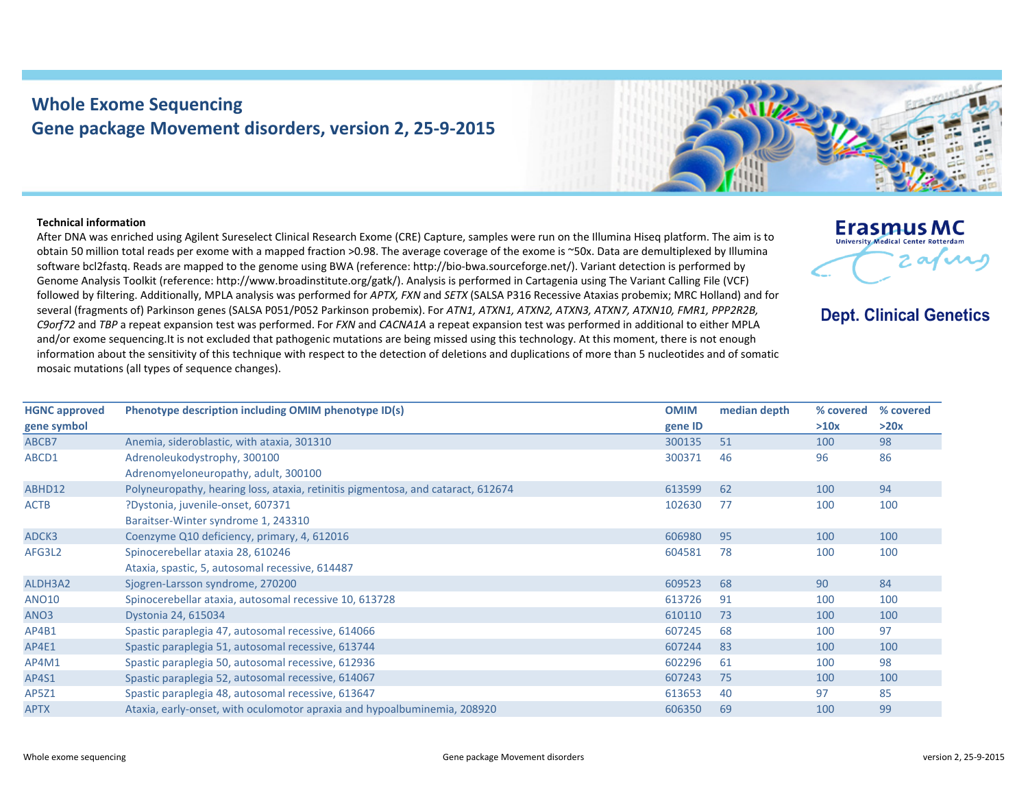# Whole Exome Sequencing
## Gene package Movement disorders, version 2, 25-9-2015

Erasmus MC
University Medical Center Rotterdam

**Dept. Clinical Genetics**

**Technical information**

After DNA was enriched using Agilent Sureselect Clinical Research Exome (CRE) Capture, samples were run on the Illumina Hiseq platform. The aim is to obtain 50 million total reads per exome with a mapped fraction >0.98. The average coverage of the exome is ~50x. Data are demultiplexed by Illumina software bcl2fastq. Reads are mapped to the genome using BWA (reference: http://bio-bwa.sourceforge.net/). Variant detection is performed by Genome Analysis Toolkit (reference: http://www.broadinstitute.org/gatk/). Analysis is performed in Cartagenia using The Variant Calling File (VCF) followed by filtering. Additionally, MPLA analysis was performed for *APTX, FXN* and *SETX* (SALSA P316 Recessive Ataxias probemix; MRC Holland) and for several (fragments of) Parkinson genes (SALSA P051/P052 Parkinson probemix). For *ATN1, ATXN1, ATXN2, ATXN3, ATXN7, ATXN10, FMR1, PPP2R2B, C9orf72* and *TBP* a repeat expansion test was performed. For *FXN* and *CACNA1A* a repeat expansion test was performed in additional to either MPLA and/or exome sequencing.It is not excluded that pathogenic mutations are being missed using this technology. At this moment, there is not enough information about the sensitivity of this technique with respect to the detection of deletions and duplications of more than 5 nucleotides and of somatic mosaic mutations (all types of sequence changes).

| HGNC approved gene symbol | Phenotype description including OMIM phenotype ID(s) | OMIM gene ID | median depth | % covered >10x | % covered >20x |
|---|---|---|---|---|---|
| ABCB7 | Anemia, sideroblastic, with ataxia, 301310 | 300135 | 51 | 100 | 98 |
| ABCD1 | Adrenoleukodystrophy, 300100<br>Adrenomyeloneuropathy, adult, 300100 | 300371 | 46 | 96 | 86 |
| ABHD12 | Polyneuropathy, hearing loss, ataxia, retinitis pigmentosa, and cataract, 612674 | 613599 | 62 | 100 | 94 |
| ACTB | ?Dystonia, juvenile-onset, 607371<br>Baraitser-Winter syndrome 1, 243310 | 102630 | 77 | 100 | 100 |
| ADCK3 | Coenzyme Q10 deficiency, primary, 4, 612016 | 606980 | 95 | 100 | 100 |
| AFG3L2 | Spinocerebellar ataxia 28, 610246<br>Ataxia, spastic, 5, autosomal recessive, 614487 | 604581 | 78 | 100 | 100 |
| ALDH3A2 | Sjogren-Larsson syndrome, 270200 | 609523 | 68 | 90 | 84 |
| ANO10 | Spinocerebellar ataxia, autosomal recessive 10, 613728 | 613726 | 91 | 100 | 100 |
| ANO3 | Dystonia 24, 615034 | 610110 | 73 | 100 | 100 |
| AP4B1 | Spastic paraplegia 47, autosomal recessive, 614066 | 607245 | 68 | 100 | 97 |
| AP4E1 | Spastic paraplegia 51, autosomal recessive, 613744 | 607244 | 83 | 100 | 100 |
| AP4M1 | Spastic paraplegia 50, autosomal recessive, 612936 | 602296 | 61 | 100 | 98 |
| AP4S1 | Spastic paraplegia 52, autosomal recessive, 614067 | 607243 | 75 | 100 | 100 |
| AP5Z1 | Spastic paraplegia 48, autosomal recessive, 613647 | 613653 | 40 | 97 | 85 |
| APTX | Ataxia, early-onset, with oculomotor apraxia and hypoalbuminemia, 208920 | 606350 | 69 | 100 | 99 |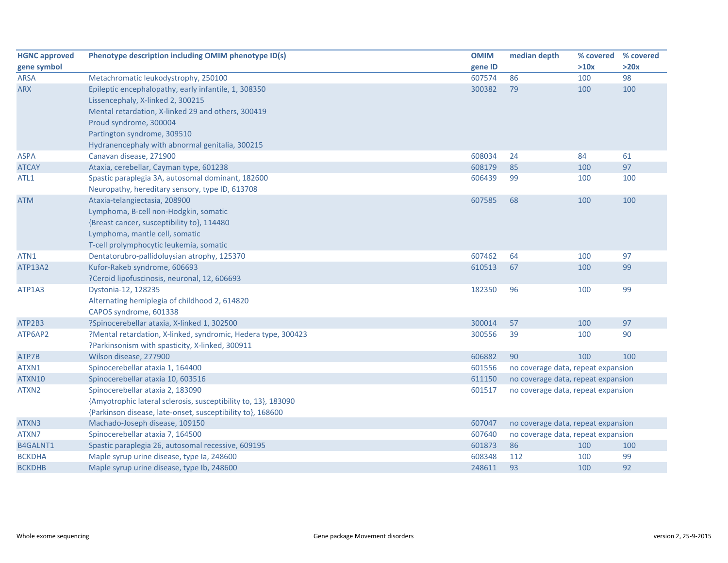| HGNC approved gene symbol | Phenotype description including OMIM phenotype ID(s) | OMIM gene ID | median depth | % covered >10x | % covered >20x |
|---|---|---|---|---|---|
| ARSA | Metachromatic leukodystrophy, 250100 | 607574 | 86 | 100 | 98 |
| ARX | Epileptic encephalopathy, early infantile, 1, 308350<br>Lissencephaly, X-linked 2, 300215<br>Mental retardation, X-linked 29 and others, 300419<br>Proud syndrome, 300004<br>Partington syndrome, 309510<br>Hydranencephaly with abnormal genitalia, 300215 | 300382 | 79 | 100 | 100 |
| ASPA | Canavan disease, 271900 | 608034 | 24 | 84 | 61 |
| ATCAY | Ataxia, cerebellar, Cayman type, 601238 | 608179 | 85 | 100 | 97 |
| ATL1 | Spastic paraplegia 3A, autosomal dominant, 182600<br>Neuropathy, hereditary sensory, type ID, 613708 | 606439 | 99 | 100 | 100 |
| ATM | Ataxia-telangiectasia, 208900<br>Lymphoma, B-cell non-Hodgkin, somatic<br>{Breast cancer, susceptibility to}, 114480<br>Lymphoma, mantle cell, somatic<br>T-cell prolymphocytic leukemia, somatic | 607585 | 68 | 100 | 100 |
| ATN1 | Dentatorubro-pallidoluysian atrophy, 125370 | 607462 | 64 | 100 | 97 |
| ATP13A2 | Kufor-Rakeb syndrome, 606693<br>?Ceroid lipofuscinosis, neuronal, 12, 606693 | 610513 | 67 | 100 | 99 |
| ATP1A3 | Dystonia-12, 128235<br>Alternating hemiplegia of childhood 2, 614820<br>CAPOS syndrome, 601338 | 182350 | 96 | 100 | 99 |
| ATP2B3 | ?Spinocerebellar ataxia, X-linked 1, 302500 | 300014 | 57 | 100 | 97 |
| ATP6AP2 | ?Mental retardation, X-linked, syndromic, Hedera type, 300423<br>?Parkinsonism with spasticity, X-linked, 300911 | 300556 | 39 | 100 | 90 |
| ATP7B | Wilson disease, 277900 | 606882 | 90 | 100 | 100 |
| ATXN1 | Spinocerebellar ataxia 1, 164400 | 601556 | no coverage data, repeat expansion | | |
| ATXN10 | Spinocerebellar ataxia 10, 603516 | 611150 | no coverage data, repeat expansion | | |
| ATXN2 | Spinocerebellar ataxia 2, 183090<br>{Amyotrophic lateral sclerosis, susceptibility to, 13}, 183090<br>{Parkinson disease, late-onset, susceptibility to}, 168600 | 601517 | no coverage data, repeat expansion | | |
| ATXN3 | Machado-Joseph disease, 109150 | 607047 | no coverage data, repeat expansion | | |
| ATXN7 | Spinocerebellar ataxia 7, 164500 | 607640 | no coverage data, repeat expansion | | |
| B4GALNT1 | Spastic paraplegia 26, autosomal recessive, 609195 | 601873 | 86 | 100 | 100 |
| BCKDHA | Maple syrup urine disease, type Ia, 248600 | 608348 | 112 | 100 | 99 |
| BCKDHB | Maple syrup urine disease, type Ib, 248600 | 248611 | 93 | 100 | 92 |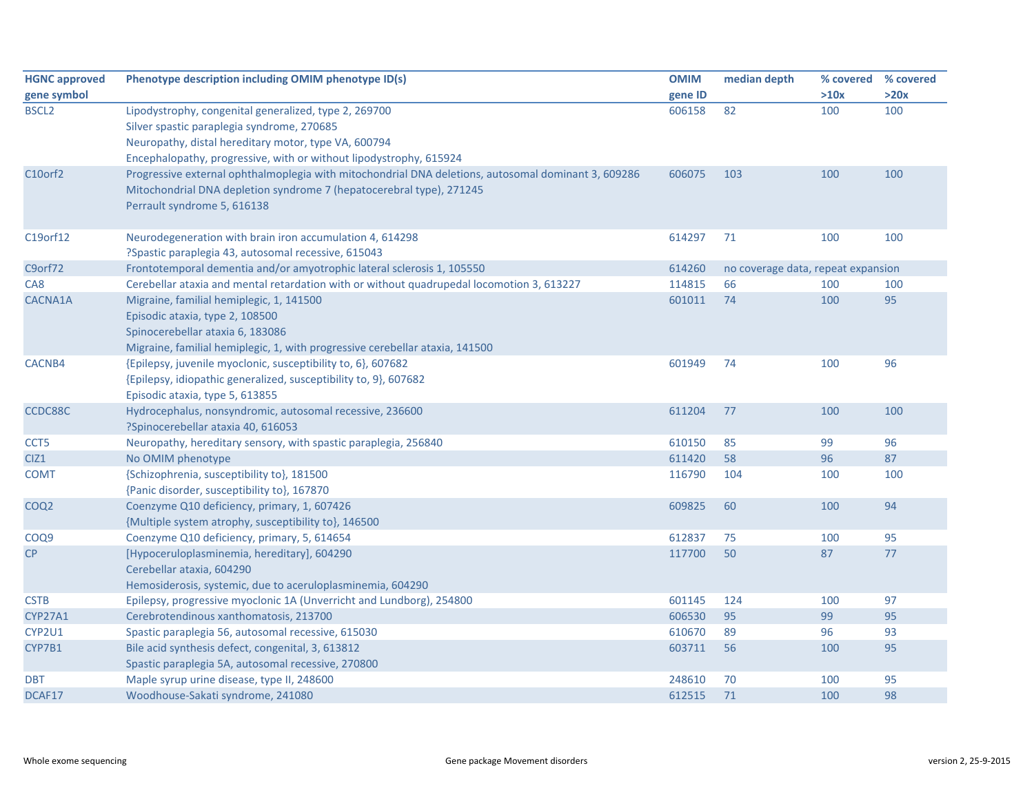| HGNC approved gene symbol | Phenotype description including OMIM phenotype ID(s) | OMIM gene ID | median depth | % covered >10x | % covered >20x |
|---|---|---|---|---|---|
| BSCL2 | Lipodystrophy, congenital generalized, type 2, 269700<br>Silver spastic paraplegia syndrome, 270685<br>Neuropathy, distal hereditary motor, type VA, 600794<br>Encephalopathy, progressive, with or without lipodystrophy, 615924 | 606158 | 82 | 100 | 100 |
| C10orf2 | Progressive external ophthalmoplegia with mitochondrial DNA deletions, autosomal dominant 3, 609286<br>Mitochondrial DNA depletion syndrome 7 (hepatocerebral type), 271245<br>Perrault syndrome 5, 616138 | 606075 | 103 | 100 | 100 |
| C19orf12 | Neurodegeneration with brain iron accumulation 4, 614298<br>?Spastic paraplegia 43, autosomal recessive, 615043 | 614297 | 71 | 100 | 100 |
| C9orf72 | Frontotemporal dementia and/or amyotrophic lateral sclerosis 1, 105550 | 614260 | no coverage data, repeat expansion | | |
| CA8 | Cerebellar ataxia and mental retardation with or without quadrupedal locomotion 3, 613227 | 114815 | 66 | 100 | 100 |
| CACNA1A | Migraine, familial hemiplegic, 1, 141500<br>Episodic ataxia, type 2, 108500<br>Spinocerebellar ataxia 6, 183086<br>Migraine, familial hemiplegic, 1, with progressive cerebellar ataxia, 141500 | 601011 | 74 | 100 | 95 |
| CACNB4 | {Epilepsy, juvenile myoclonic, susceptibility to, 6}, 607682<br>{Epilepsy, idiopathic generalized, susceptibility to, 9}, 607682<br>Episodic ataxia, type 5, 613855 | 601949 | 74 | 100 | 96 |
| CCDC88C | Hydrocephalus, nonsyndromic, autosomal recessive, 236600<br>?Spinocerebellar ataxia 40, 616053 | 611204 | 77 | 100 | 100 |
| CCT5 | Neuropathy, hereditary sensory, with spastic paraplegia, 256840 | 610150 | 85 | 99 | 96 |
| CIZ1 | No OMIM phenotype | 611420 | 58 | 96 | 87 |
| COMT | {Schizophrenia, susceptibility to}, 181500<br>{Panic disorder, susceptibility to}, 167870 | 116790 | 104 | 100 | 100 |
| COQ2 | Coenzyme Q10 deficiency, primary, 1, 607426<br>{Multiple system atrophy, susceptibility to}, 146500 | 609825 | 60 | 100 | 94 |
| COQ9 | Coenzyme Q10 deficiency, primary, 5, 614654 | 612837 | 75 | 100 | 95 |
| CP | [Hypoceruloplasminemia, hereditary], 604290<br>Cerebellar ataxia, 604290<br>Hemosiderosis, systemic, due to aceruloplasminemia, 604290 | 117700 | 50 | 87 | 77 |
| CSTB | Epilepsy, progressive myoclonic 1A (Unverricht and Lundborg), 254800 | 601145 | 124 | 100 | 97 |
| CYP27A1 | Cerebrotendinous xanthomatosis, 213700 | 606530 | 95 | 99 | 95 |
| CYP2U1 | Spastic paraplegia 56, autosomal recessive, 615030 | 610670 | 89 | 96 | 93 |
| CYP7B1 | Bile acid synthesis defect, congenital, 3, 613812<br>Spastic paraplegia 5A, autosomal recessive, 270800 | 603711 | 56 | 100 | 95 |
| DBT | Maple syrup urine disease, type II, 248600 | 248610 | 70 | 100 | 95 |
| DCAF17 | Woodhouse-Sakati syndrome, 241080 | 612515 | 71 | 100 | 98 |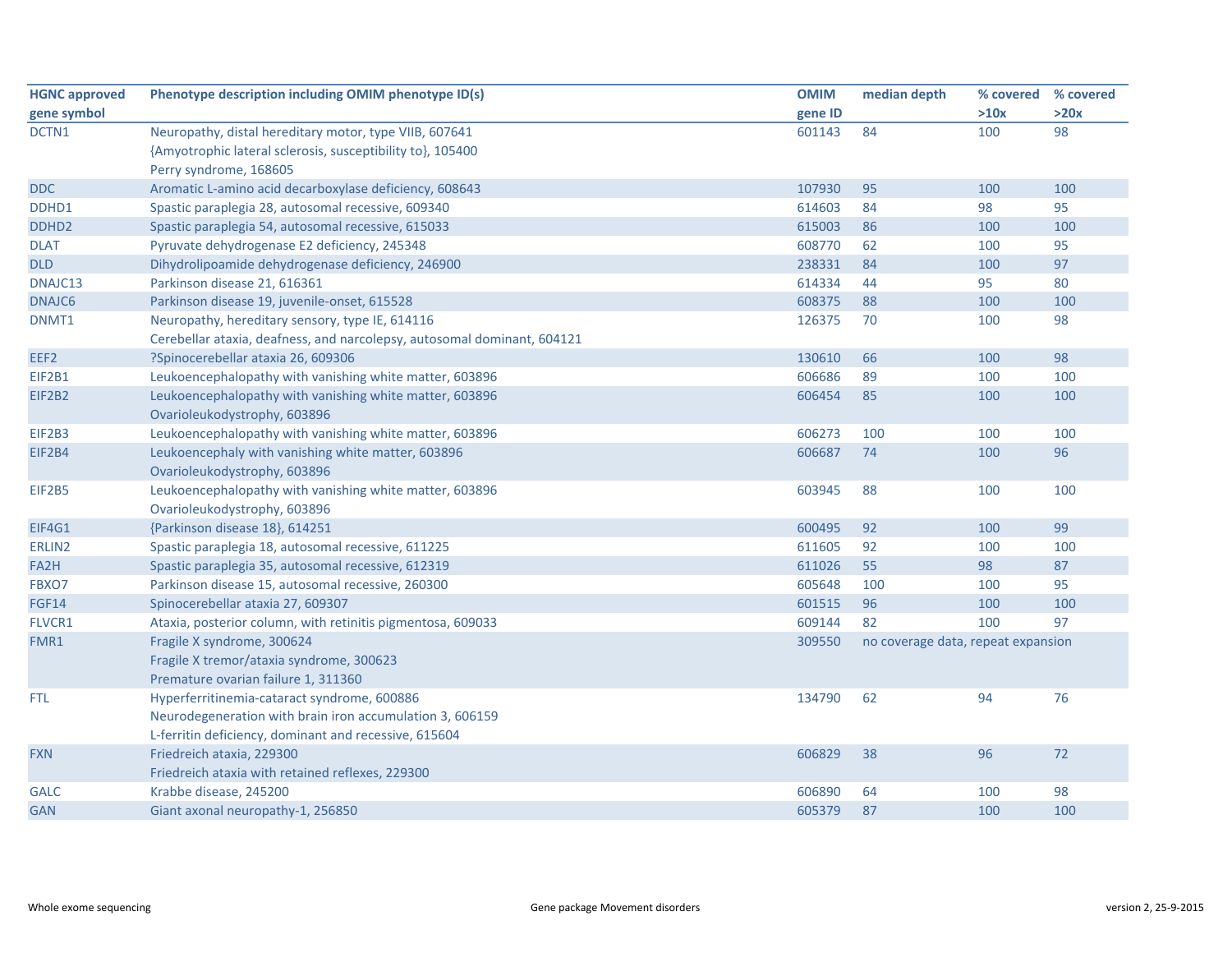| HGNC approved gene symbol | Phenotype description including OMIM phenotype ID(s) | OMIM gene ID | median depth | % covered >10x | % covered >20x |
|---|---|---|---|---|---|
| DCTN1 | Neuropathy, distal hereditary motor, type VIIB, 607641<br>{Amyotrophic lateral sclerosis, susceptibility to}, 105400<br>Perry syndrome, 168605 | 601143 | 84 | 100 | 98 |
| DDC | Aromatic L-amino acid decarboxylase deficiency, 608643 | 107930 | 95 | 100 | 100 |
| DDHD1 | Spastic paraplegia 28, autosomal recessive, 609340 | 614603 | 84 | 98 | 95 |
| DDHD2 | Spastic paraplegia 54, autosomal recessive, 615033 | 615003 | 86 | 100 | 100 |
| DLAT | Pyruvate dehydrogenase E2 deficiency, 245348 | 608770 | 62 | 100 | 95 |
| DLD | Dihydrolipoamide dehydrogenase deficiency, 246900 | 238331 | 84 | 100 | 97 |
| DNAJC13 | Parkinson disease 21, 616361 | 614334 | 44 | 95 | 80 |
| DNAJC6 | Parkinson disease 19, juvenile-onset, 615528 | 608375 | 88 | 100 | 100 |
| DNMT1 | Neuropathy, hereditary sensory, type IE, 614116<br>Cerebellar ataxia, deafness, and narcolepsy, autosomal dominant, 604121 | 126375 | 70 | 100 | 98 |
| EEF2 | ?Spinocerebellar ataxia 26, 609306 | 130610 | 66 | 100 | 98 |
| EIF2B1 | Leukoencephalopathy with vanishing white matter, 603896 | 606686 | 89 | 100 | 100 |
| EIF2B2 | Leukoencephalopathy with vanishing white matter, 603896<br>Ovarioleukodystrophy, 603896 | 606454 | 85 | 100 | 100 |
| EIF2B3 | Leukoencephalopathy with vanishing white matter, 603896 | 606273 | 100 | 100 | 100 |
| EIF2B4 | Leukoencephaly with vanishing white matter, 603896<br>Ovarioleukodystrophy, 603896 | 606687 | 74 | 100 | 96 |
| EIF2B5 | Leukoencephalopathy with vanishing white matter, 603896<br>Ovarioleukodystrophy, 603896 | 603945 | 88 | 100 | 100 |
| EIF4G1 | {Parkinson disease 18}, 614251 | 600495 | 92 | 100 | 99 |
| ERLIN2 | Spastic paraplegia 18, autosomal recessive, 611225 | 611605 | 92 | 100 | 100 |
| FA2H | Spastic paraplegia 35, autosomal recessive, 612319 | 611026 | 55 | 98 | 87 |
| FBXO7 | Parkinson disease 15, autosomal recessive, 260300 | 605648 | 100 | 100 | 95 |
| FGF14 | Spinocerebellar ataxia 27, 609307 | 601515 | 96 | 100 | 100 |
| FLVCR1 | Ataxia, posterior column, with retinitis pigmentosa, 609033 | 609144 | 82 | 100 | 97 |
| FMR1 | Fragile X syndrome, 300624<br>Fragile X tremor/ataxia syndrome, 300623<br>Premature ovarian failure 1, 311360 | 309550 | no coverage data, repeat expansion | | |
| FTL | Hyperferritinemia-cataract syndrome, 600886<br>Neurodegeneration with brain iron accumulation 3, 606159<br>L-ferritin deficiency, dominant and recessive, 615604 | 134790 | 62 | 94 | 76 |
| FXN | Friedreich ataxia, 229300<br>Friedreich ataxia with retained reflexes, 229300 | 606829 | 38 | 96 | 72 |
| GALC | Krabbe disease, 245200 | 606890 | 64 | 100 | 98 |
| GAN | Giant axonal neuropathy-1, 256850 | 605379 | 87 | 100 | 100 |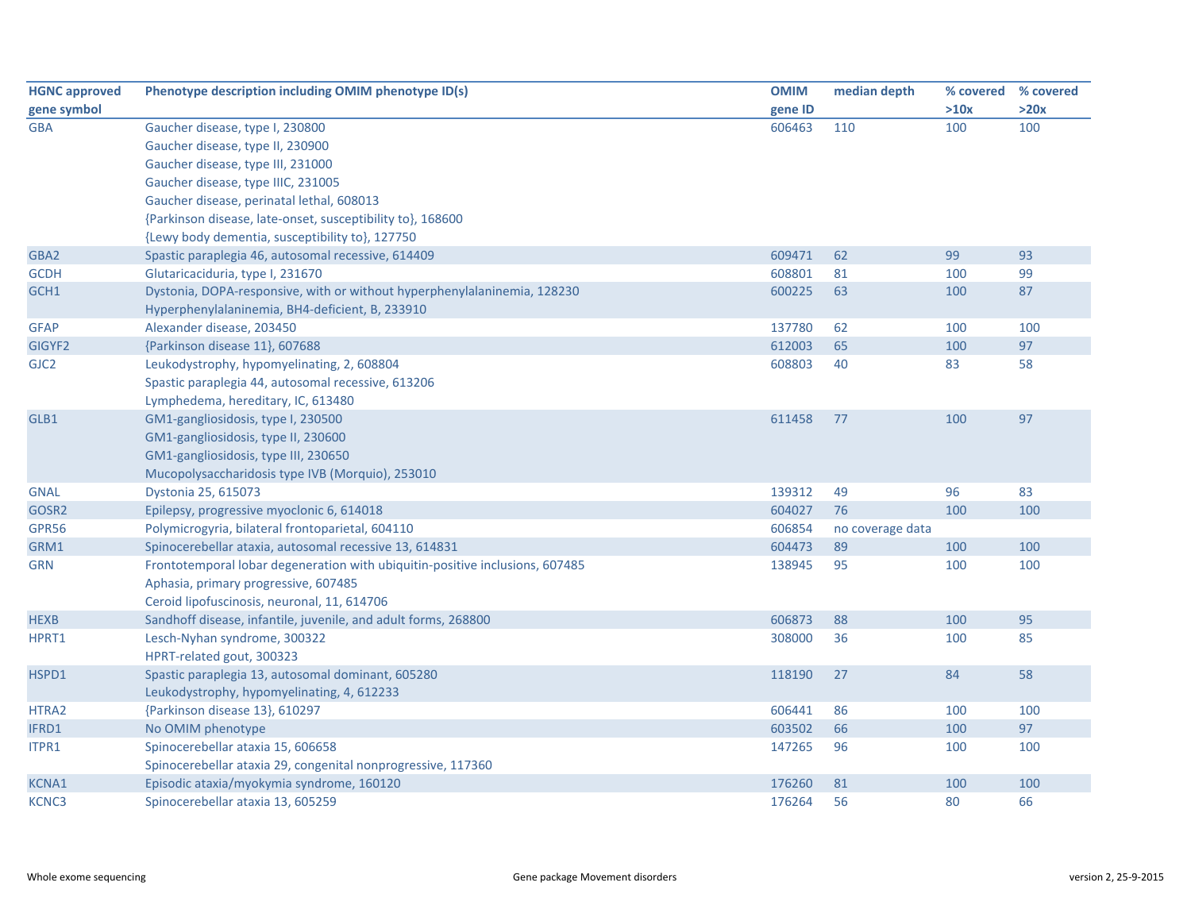| HGNC approved gene symbol | Phenotype description including OMIM phenotype ID(s) | OMIM gene ID | median depth | % covered >10x | % covered >20x |
|---|---|---|---|---|---|
| GBA | Gaucher disease, type I, 230800 | 606463 | 110 | 100 | 100 |
| | Gaucher disease, type II, 230900 | | | | |
| | Gaucher disease, type III, 231000 | | | | |
| | Gaucher disease, type IIIC, 231005 | | | | |
| | Gaucher disease, perinatal lethal, 608013 | | | | |
| | {Parkinson disease, late-onset, susceptibility to}, 168600 | | | | |
| | {Lewy body dementia, susceptibility to}, 127750 | | | | |
| GBA2 | Spastic paraplegia 46, autosomal recessive, 614409 | 609471 | 62 | 99 | 93 |
| GCDH | Glutaricaciduria, type I, 231670 | 608801 | 81 | 100 | 99 |
| GCH1 | Dystonia, DOPA-responsive, with or without hyperphenylalaninemia, 128230 | 600225 | 63 | 100 | 87 |
| | Hyperphenylalaninemia, BH4-deficient, B, 233910 | | | | |
| GFAP | Alexander disease, 203450 | 137780 | 62 | 100 | 100 |
| GIGYF2 | {Parkinson disease 11}, 607688 | 612003 | 65 | 100 | 97 |
| GJC2 | Leukodystrophy, hypomyelinating, 2, 608804 | 608803 | 40 | 83 | 58 |
| | Spastic paraplegia 44, autosomal recessive, 613206 | | | | |
| | Lymphedema, hereditary, IC, 613480 | | | | |
| GLB1 | GM1-gangliosidosis, type I, 230500 | 611458 | 77 | 100 | 97 |
| | GM1-gangliosidosis, type II, 230600 | | | | |
| | GM1-gangliosidosis, type III, 230650 | | | | |
| | Mucopolysaccharidosis type IVB (Morquio), 253010 | | | | |
| GNAL | Dystonia 25, 615073 | 139312 | 49 | 96 | 83 |
| GOSR2 | Epilepsy, progressive myoclonic 6, 614018 | 604027 | 76 | 100 | 100 |
| GPR56 | Polymicrogyria, bilateral frontoparietal, 604110 | 606854 | no coverage data | | |
| GRM1 | Spinocerebellar ataxia, autosomal recessive 13, 614831 | 604473 | 89 | 100 | 100 |
| GRN | Frontotemporal lobar degeneration with ubiquitin-positive inclusions, 607485 | 138945 | 95 | 100 | 100 |
| | Aphasia, primary progressive, 607485 | | | | |
| | Ceroid lipofuscinosis, neuronal, 11, 614706 | | | | |
| HEXB | Sandhoff disease, infantile, juvenile, and adult forms, 268800 | 606873 | 88 | 100 | 95 |
| HPRT1 | Lesch-Nyhan syndrome, 300322 | 308000 | 36 | 100 | 85 |
| | HPRT-related gout, 300323 | | | | |
| HSPD1 | Spastic paraplegia 13, autosomal dominant, 605280 | 118190 | 27 | 84 | 58 |
| | Leukodystrophy, hypomyelinating, 4, 612233 | | | | |
| HTRA2 | {Parkinson disease 13}, 610297 | 606441 | 86 | 100 | 100 |
| IFRD1 | No OMIM phenotype | 603502 | 66 | 100 | 97 |
| ITPR1 | Spinocerebellar ataxia 15, 606658 | 147265 | 96 | 100 | 100 |
| | Spinocerebellar ataxia 29, congenital nonprogressive, 117360 | | | | |
| KCNA1 | Episodic ataxia/myokymia syndrome, 160120 | 176260 | 81 | 100 | 100 |
| KCNC3 | Spinocerebellar ataxia 13, 605259 | 176264 | 56 | 80 | 66 |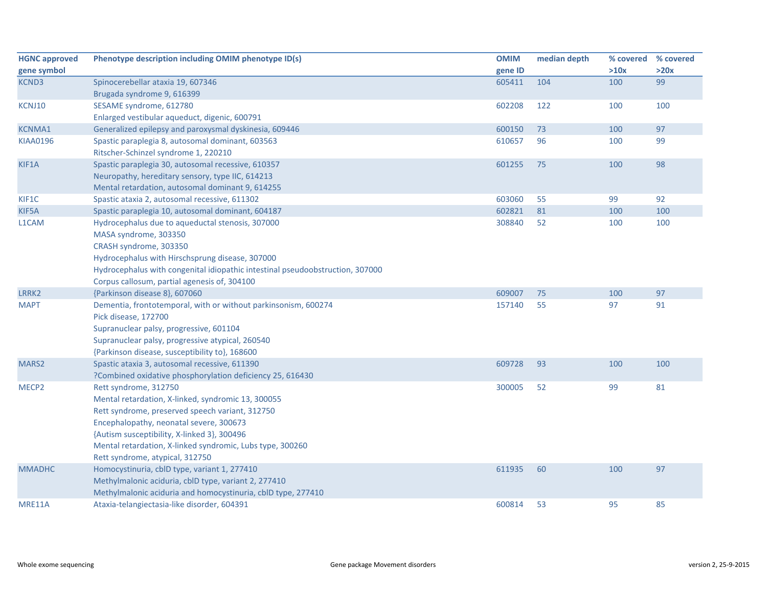| HGNC approved gene symbol | Phenotype description including OMIM phenotype ID(s) | OMIM gene ID | median depth | % covered >10x | % covered >20x |
|---|---|---|---|---|---|
| KCND3 | Spinocerebellar ataxia 19, 607346<br>Brugada syndrome 9, 616399 | 605411 | 104 | 100 | 99 |
| KCNJ10 | SESAME syndrome, 612780<br>Enlarged vestibular aqueduct, digenic, 600791 | 602208 | 122 | 100 | 100 |
| KCNMA1 | Generalized epilepsy and paroxysmal dyskinesia, 609446 | 600150 | 73 | 100 | 97 |
| KIAA0196 | Spastic paraplegia 8, autosomal dominant, 603563<br>Ritscher-Schinzel syndrome 1, 220210 | 610657 | 96 | 100 | 99 |
| KIF1A | Spastic paraplegia 30, autosomal recessive, 610357<br>Neuropathy, hereditary sensory, type IIC, 614213<br>Mental retardation, autosomal dominant 9, 614255 | 601255 | 75 | 100 | 98 |
| KIF1C | Spastic ataxia 2, autosomal recessive, 611302 | 603060 | 55 | 99 | 92 |
| KIF5A | Spastic paraplegia 10, autosomal dominant, 604187 | 602821 | 81 | 100 | 100 |
| L1CAM | Hydrocephalus due to aqueductal stenosis, 307000<br>MASA syndrome, 303350<br>CRASH syndrome, 303350<br>Hydrocephalus with Hirschsprung disease, 307000<br>Hydrocephalus with congenital idiopathic intestinal pseudoobstruction, 307000<br>Corpus callosum, partial agenesis of, 304100 | 308840 | 52 | 100 | 100 |
| LRRK2 | {Parkinson disease 8}, 607060 | 609007 | 75 | 100 | 97 |
| MAPT | Dementia, frontotemporal, with or without parkinsonism, 600274<br>Pick disease, 172700<br>Supranuclear palsy, progressive, 601104<br>Supranuclear palsy, progressive atypical, 260540<br>{Parkinson disease, susceptibility to}, 168600 | 157140 | 55 | 97 | 91 |
| MARS2 | Spastic ataxia 3, autosomal recessive, 611390<br>?Combined oxidative phosphorylation deficiency 25, 616430 | 609728 | 93 | 100 | 100 |
| MECP2 | Rett syndrome, 312750<br>Mental retardation, X-linked, syndromic 13, 300055<br>Rett syndrome, preserved speech variant, 312750<br>Encephalopathy, neonatal severe, 300673<br>{Autism susceptibility, X-linked 3}, 300496<br>Mental retardation, X-linked syndromic, Lubs type, 300260<br>Rett syndrome, atypical, 312750 | 300005 | 52 | 99 | 81 |
| MMADHC | Homocystinuria, cblD type, variant 1, 277410<br>Methylmalonic aciduria, cblD type, variant 2, 277410<br>Methylmalonic aciduria and homocystinuria, cblD type, 277410 | 611935 | 60 | 100 | 97 |
| MRE11A | Ataxia-telangiectasia-like disorder, 604391 | 600814 | 53 | 95 | 85 |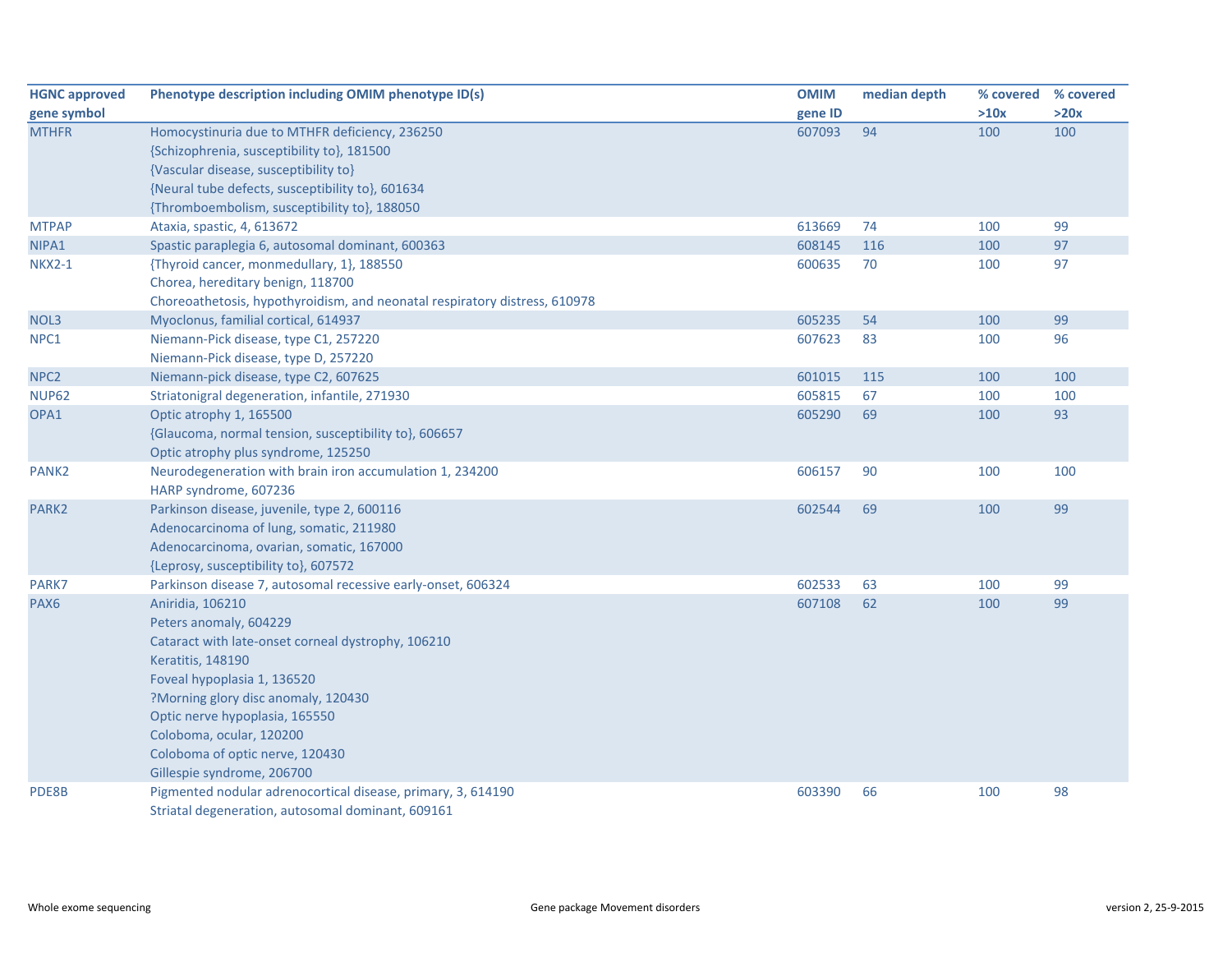| HGNC approved gene symbol | Phenotype description including OMIM phenotype ID(s) | OMIM gene ID | median depth | % covered >10x | % covered >20x |
|---|---|---|---|---|---|
| MTHFR | Homocystinuria due to MTHFR deficiency, 236250<br>{Schizophrenia, susceptibility to}, 181500<br>{Vascular disease, susceptibility to}<br>{Neural tube defects, susceptibility to}, 601634<br>{Thromboembolism, susceptibility to}, 188050 | 607093 | 94 | 100 | 100 |
| MTPAP | Ataxia, spastic, 4, 613672 | 613669 | 74 | 100 | 99 |
| NIPA1 | Spastic paraplegia 6, autosomal dominant, 600363 | 608145 | 116 | 100 | 97 |
| NKX2-1 | {Thyroid cancer, monmedullary, 1}, 188550<br>Chorea, hereditary benign, 118700<br>Choreoathetosis, hypothyroidism, and neonatal respiratory distress, 610978 | 600635 | 70 | 100 | 97 |
| NOL3 | Myoclonus, familial cortical, 614937 | 605235 | 54 | 100 | 99 |
| NPC1 | Niemann-Pick disease, type C1, 257220<br>Niemann-Pick disease, type D, 257220 | 607623 | 83 | 100 | 96 |
| NPC2 | Niemann-pick disease, type C2, 607625 | 601015 | 115 | 100 | 100 |
| NUP62 | Striatonigral degeneration, infantile, 271930 | 605815 | 67 | 100 | 100 |
| OPA1 | Optic atrophy 1, 165500<br>{Glaucoma, normal tension, susceptibility to}, 606657<br>Optic atrophy plus syndrome, 125250 | 605290 | 69 | 100 | 93 |
| PANK2 | Neurodegeneration with brain iron accumulation 1, 234200<br>HARP syndrome, 607236 | 606157 | 90 | 100 | 100 |
| PARK2 | Parkinson disease, juvenile, type 2, 600116<br>Adenocarcinoma of lung, somatic, 211980<br>Adenocarcinoma, ovarian, somatic, 167000<br>{Leprosy, susceptibility to}, 607572 | 602544 | 69 | 100 | 99 |
| PARK7 | Parkinson disease 7, autosomal recessive early-onset, 606324 | 602533 | 63 | 100 | 99 |
| PAX6 | Aniridia, 106210<br>Peters anomaly, 604229<br>Cataract with late-onset corneal dystrophy, 106210<br>Keratitis, 148190<br>Foveal hypoplasia 1, 136520<br>?Morning glory disc anomaly, 120430<br>Optic nerve hypoplasia, 165550<br>Coloboma, ocular, 120200<br>Coloboma of optic nerve, 120430<br>Gillespie syndrome, 206700 | 607108 | 62 | 100 | 99 |
| PDE8B | Pigmented nodular adrenocortical disease, primary, 3, 614190<br>Striatal degeneration, autosomal dominant, 609161 | 603390 | 66 | 100 | 98 |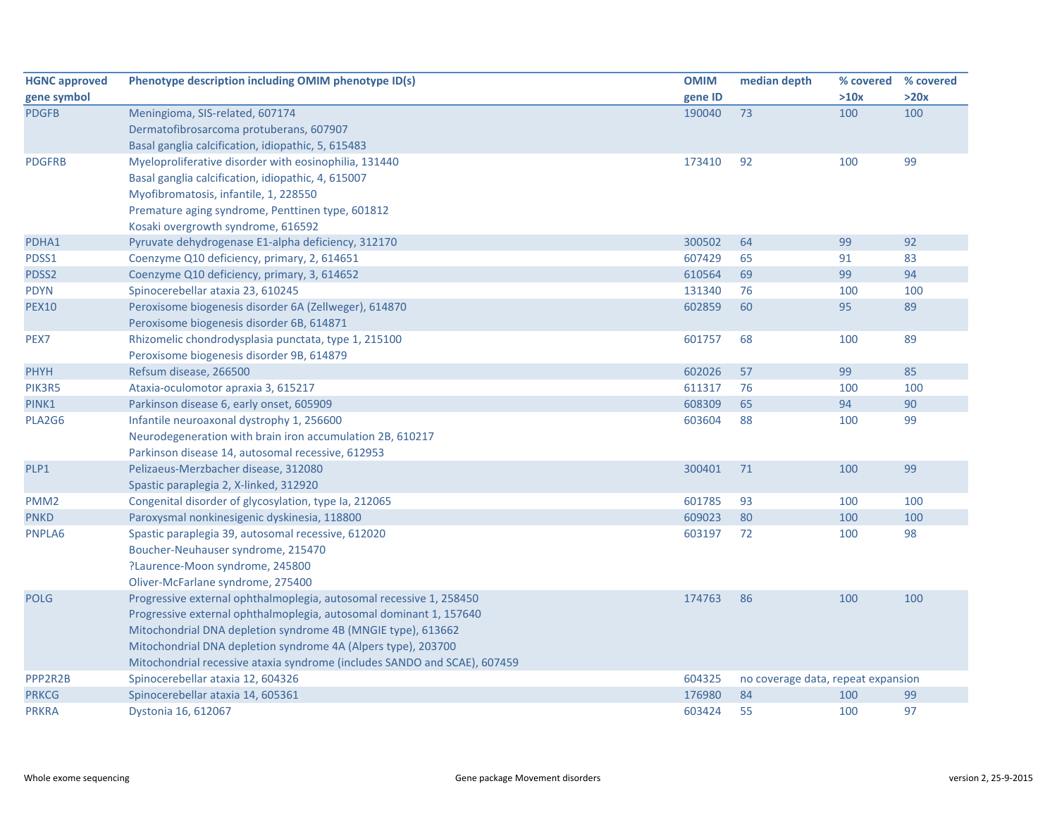| HGNC approved gene symbol | Phenotype description including OMIM phenotype ID(s) | OMIM gene ID | median depth | % covered >10x | % covered >20x |
|---|---|---|---|---|---|
| PDGFB | Meningioma, SIS-related, 607174<br>Dermatofibrosarcoma protuberans, 607907<br>Basal ganglia calcification, idiopathic, 5, 615483 | 190040 | 73 | 100 | 100 |
| PDGFRB | Myeloproliferative disorder with eosinophilia, 131440<br>Basal ganglia calcification, idiopathic, 4, 615007<br>Myofibromatosis, infantile, 1, 228550<br>Premature aging syndrome, Penttinen type, 601812<br>Kosaki overgrowth syndrome, 616592 | 173410 | 92 | 100 | 99 |
| PDHA1 | Pyruvate dehydrogenase E1-alpha deficiency, 312170 | 300502 | 64 | 99 | 92 |
| PDSS1 | Coenzyme Q10 deficiency, primary, 2, 614651 | 607429 | 65 | 91 | 83 |
| PDSS2 | Coenzyme Q10 deficiency, primary, 3, 614652 | 610564 | 69 | 99 | 94 |
| PDYN | Spinocerebellar ataxia 23, 610245 | 131340 | 76 | 100 | 100 |
| PEX10 | Peroxisome biogenesis disorder 6A (Zellweger), 614870<br>Peroxisome biogenesis disorder 6B, 614871 | 602859 | 60 | 95 | 89 |
| PEX7 | Rhizomelic chondrodysplasia punctata, type 1, 215100<br>Peroxisome biogenesis disorder 9B, 614879 | 601757 | 68 | 100 | 89 |
| PHYH | Refsum disease, 266500 | 602026 | 57 | 99 | 85 |
| PIK3R5 | Ataxia-oculomotor apraxia 3, 615217 | 611317 | 76 | 100 | 100 |
| PINK1 | Parkinson disease 6, early onset, 605909 | 608309 | 65 | 94 | 90 |
| PLA2G6 | Infantile neuroaxonal dystrophy 1, 256600<br>Neurodegeneration with brain iron accumulation 2B, 610217<br>Parkinson disease 14, autosomal recessive, 612953 | 603604 | 88 | 100 | 99 |
| PLP1 | Pelizaeus-Merzbacher disease, 312080<br>Spastic paraplegia 2, X-linked, 312920 | 300401 | 71 | 100 | 99 |
| PMM2 | Congenital disorder of glycosylation, type Ia, 212065 | 601785 | 93 | 100 | 100 |
| PNKD | Paroxysmal nonkinesigenic dyskinesia, 118800 | 609023 | 80 | 100 | 100 |
| PNPLA6 | Spastic paraplegia 39, autosomal recessive, 612020<br>Boucher-Neuhauser syndrome, 215470<br>?Laurence-Moon syndrome, 245800<br>Oliver-McFarlane syndrome, 275400 | 603197 | 72 | 100 | 98 |
| POLG | Progressive external ophthalmoplegia, autosomal recessive 1, 258450<br>Progressive external ophthalmoplegia, autosomal dominant 1, 157640<br>Mitochondrial DNA depletion syndrome 4B (MNGIE type), 613662<br>Mitochondrial DNA depletion syndrome 4A (Alpers type), 203700<br>Mitochondrial recessive ataxia syndrome (includes SANDO and SCAE), 607459 | 174763 | 86 | 100 | 100 |
| PPP2R2B | Spinocerebellar ataxia 12, 604326 | 604325 | no coverage data, repeat expansion | | |
| PRKCG | Spinocerebellar ataxia 14, 605361 | 176980 | 84 | 100 | 99 |
| PRKRA | Dystonia 16, 612067 | 603424 | 55 | 100 | 97 |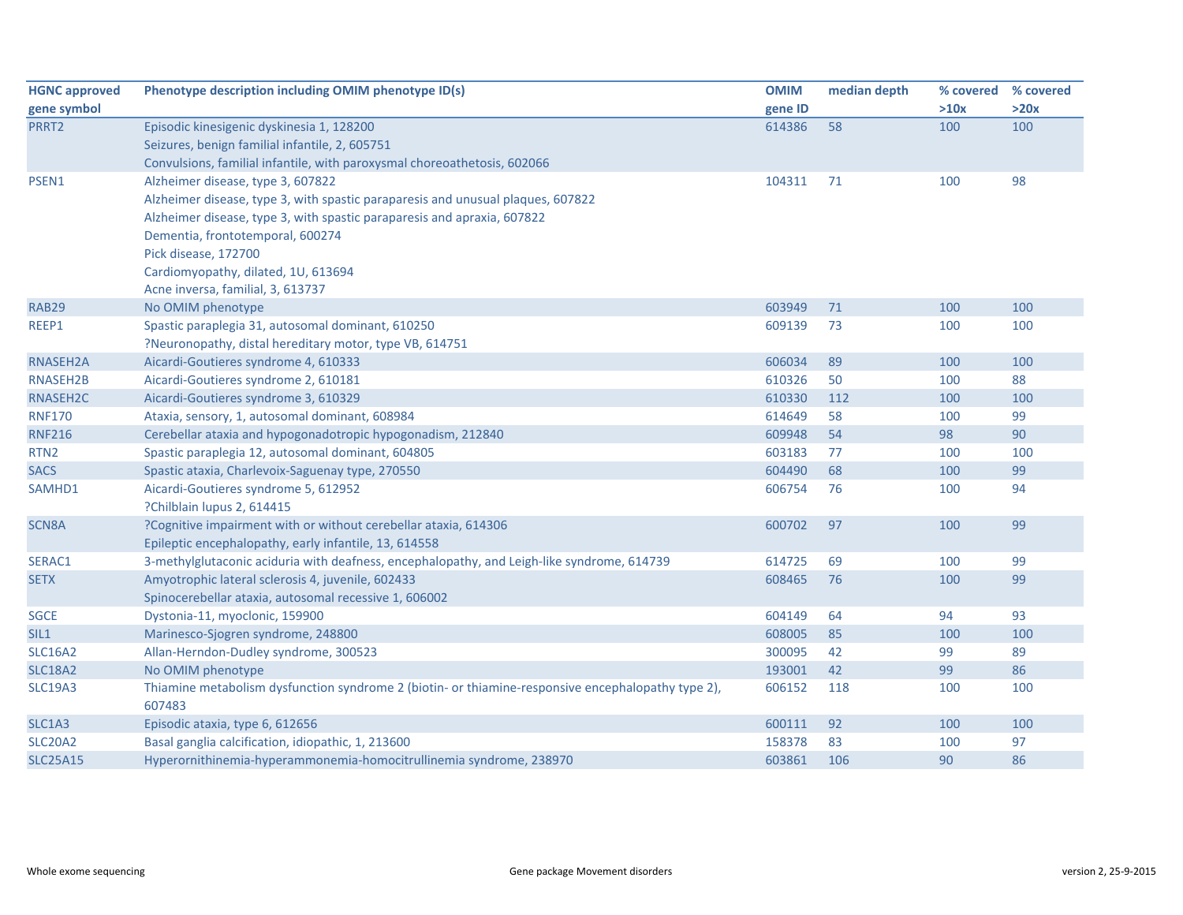| HGNC approved gene symbol | Phenotype description including OMIM phenotype ID(s) | OMIM gene ID | median depth | % covered >10x | % covered >20x |
|---|---|---|---|---|---|
| PRRT2 | Episodic kinesigenic dyskinesia 1, 128200<br>Seizures, benign familial infantile, 2, 605751<br>Convulsions, familial infantile, with paroxysmal choreoathetosis, 602066 | 614386 | 58 | 100 | 100 |
| PSEN1 | Alzheimer disease, type 3, 607822<br>Alzheimer disease, type 3, with spastic paraparesis and unusual plaques, 607822<br>Alzheimer disease, type 3, with spastic paraparesis and apraxia, 607822<br>Dementia, frontotemporal, 600274<br>Pick disease, 172700<br>Cardiomyopathy, dilated, 1U, 613694<br>Acne inversa, familial, 3, 613737 | 104311 | 71 | 100 | 98 |
| RAB29 | No OMIM phenotype | 603949 | 71 | 100 | 100 |
| REEP1 | Spastic paraplegia 31, autosomal dominant, 610250<br>?Neuronopathy, distal hereditary motor, type VB, 614751 | 609139 | 73 | 100 | 100 |
| RNASEH2A | Aicardi-Goutieres syndrome 4, 610333 | 606034 | 89 | 100 | 100 |
| RNASEH2B | Aicardi-Goutieres syndrome 2, 610181 | 610326 | 50 | 100 | 88 |
| RNASEH2C | Aicardi-Goutieres syndrome 3, 610329 | 610330 | 112 | 100 | 100 |
| RNF170 | Ataxia, sensory, 1, autosomal dominant, 608984 | 614649 | 58 | 100 | 99 |
| RNF216 | Cerebellar ataxia and hypogonadotropic hypogonadism, 212840 | 609948 | 54 | 98 | 90 |
| RTN2 | Spastic paraplegia 12, autosomal dominant, 604805 | 603183 | 77 | 100 | 100 |
| SACS | Spastic ataxia, Charlevoix-Saguenay type, 270550 | 604490 | 68 | 100 | 99 |
| SAMHD1 | Aicardi-Goutieres syndrome 5, 612952<br>?Chilblain lupus 2, 614415 | 606754 | 76 | 100 | 94 |
| SCN8A | ?Cognitive impairment with or without cerebellar ataxia, 614306<br>Epileptic encephalopathy, early infantile, 13, 614558 | 600702 | 97 | 100 | 99 |
| SERAC1 | 3-methylglutaconic aciduria with deafness, encephalopathy, and Leigh-like syndrome, 614739 | 614725 | 69 | 100 | 99 |
| SETX | Amyotrophic lateral sclerosis 4, juvenile, 602433<br>Spinocerebellar ataxia, autosomal recessive 1, 606002 | 608465 | 76 | 100 | 99 |
| SGCE | Dystonia-11, myoclonic, 159900 | 604149 | 64 | 94 | 93 |
| SIL1 | Marinesco-Sjogren syndrome, 248800 | 608005 | 85 | 100 | 100 |
| SLC16A2 | Allan-Herndon-Dudley syndrome, 300523 | 300095 | 42 | 99 | 89 |
| SLC18A2 | No OMIM phenotype | 193001 | 42 | 99 | 86 |
| SLC19A3 | Thiamine metabolism dysfunction syndrome 2 (biotin- or thiamine-responsive encephalopathy type 2), 607483 | 606152 | 118 | 100 | 100 |
| SLC1A3 | Episodic ataxia, type 6, 612656 | 600111 | 92 | 100 | 100 |
| SLC20A2 | Basal ganglia calcification, idiopathic, 1, 213600 | 158378 | 83 | 100 | 97 |
| SLC25A15 | Hyperornithinemia-hyperammonemia-homocitrullinemia syndrome, 238970 | 603861 | 106 | 90 | 86 |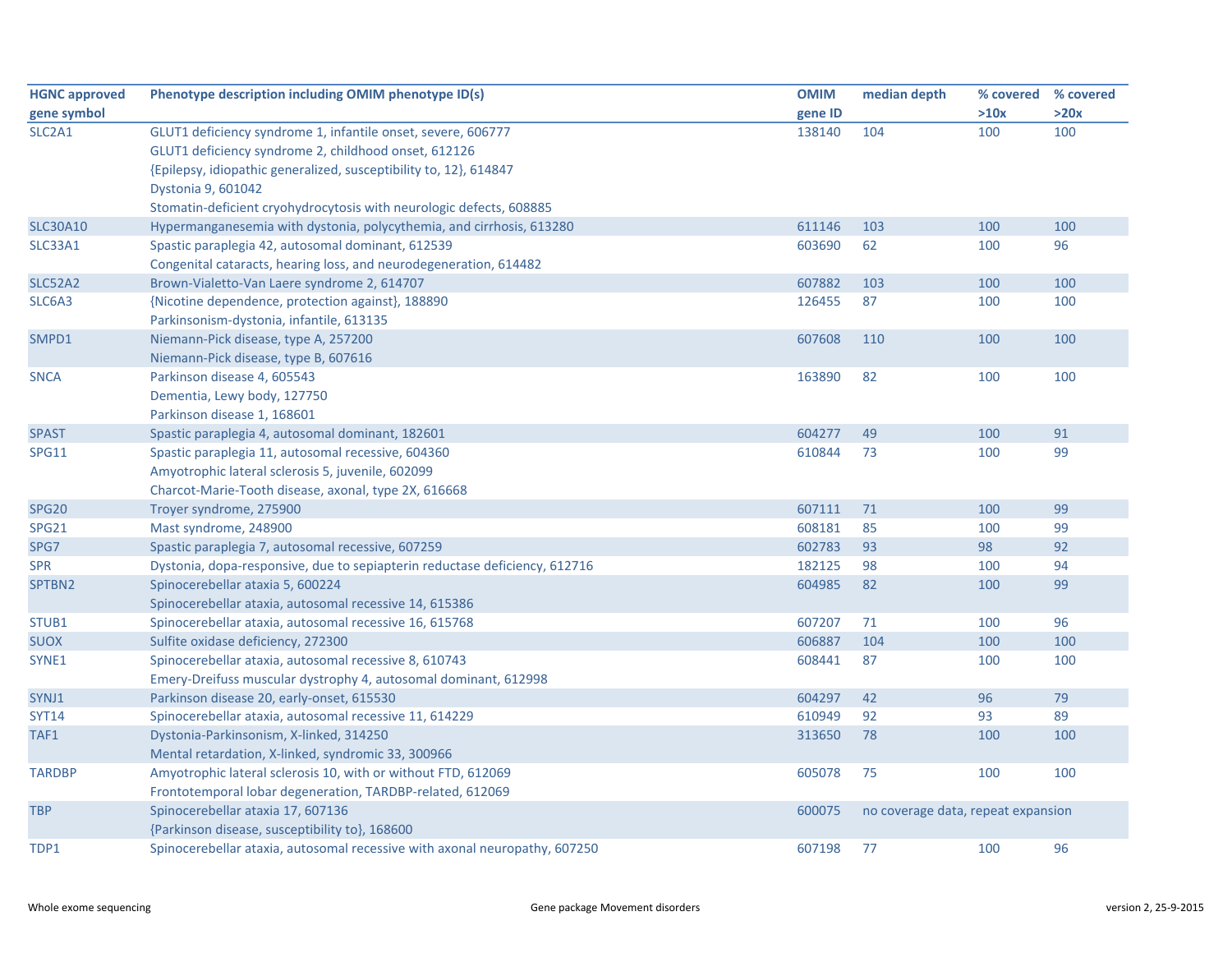| HGNC approved gene symbol | Phenotype description including OMIM phenotype ID(s) | OMIM gene ID | median depth | % covered >10x | % covered >20x |
|---|---|---|---|---|---|
| SLC2A1 | GLUT1 deficiency syndrome 1, infantile onset, severe, 606777<br>GLUT1 deficiency syndrome 2, childhood onset, 612126<br>{Epilepsy, idiopathic generalized, susceptibility to, 12}, 614847<br>Dystonia 9, 601042<br>Stomatin-deficient cryohydrocytosis with neurologic defects, 608885 | 138140 | 104 | 100 | 100 |
| SLC30A10 | Hypermanganesemia with dystonia, polycythemia, and cirrhosis, 613280 | 611146 | 103 | 100 | 100 |
| SLC33A1 | Spastic paraplegia 42, autosomal dominant, 612539<br>Congenital cataracts, hearing loss, and neurodegeneration, 614482 | 603690 | 62 | 100 | 96 |
| SLC52A2 | Brown-Vialetto-Van Laere syndrome 2, 614707 | 607882 | 103 | 100 | 100 |
| SLC6A3 | {Nicotine dependence, protection against}, 188890<br>Parkinsonism-dystonia, infantile, 613135 | 126455 | 87 | 100 | 100 |
| SMPD1 | Niemann-Pick disease, type A, 257200<br>Niemann-Pick disease, type B, 607616 | 607608 | 110 | 100 | 100 |
| SNCA | Parkinson disease 4, 605543<br>Dementia, Lewy body, 127750<br>Parkinson disease 1, 168601 | 163890 | 82 | 100 | 100 |
| SPAST | Spastic paraplegia 4, autosomal dominant, 182601 | 604277 | 49 | 100 | 91 |
| SPG11 | Spastic paraplegia 11, autosomal recessive, 604360<br>Amyotrophic lateral sclerosis 5, juvenile, 602099<br>Charcot-Marie-Tooth disease, axonal, type 2X, 616668 | 610844 | 73 | 100 | 99 |
| SPG20 | Troyer syndrome, 275900 | 607111 | 71 | 100 | 99 |
| SPG21 | Mast syndrome, 248900 | 608181 | 85 | 100 | 99 |
| SPG7 | Spastic paraplegia 7, autosomal recessive, 607259 | 602783 | 93 | 98 | 92 |
| SPR | Dystonia, dopa-responsive, due to sepiapterin reductase deficiency, 612716 | 182125 | 98 | 100 | 94 |
| SPTBN2 | Spinocerebellar ataxia 5, 600224<br>Spinocerebellar ataxia, autosomal recessive 14, 615386 | 604985 | 82 | 100 | 99 |
| STUB1 | Spinocerebellar ataxia, autosomal recessive 16, 615768 | 607207 | 71 | 100 | 96 |
| SUOX | Sulfite oxidase deficiency, 272300 | 606887 | 104 | 100 | 100 |
| SYNE1 | Spinocerebellar ataxia, autosomal recessive 8, 610743<br>Emery-Dreifuss muscular dystrophy 4, autosomal dominant, 612998 | 608441 | 87 | 100 | 100 |
| SYNJ1 | Parkinson disease 20, early-onset, 615530 | 604297 | 42 | 96 | 79 |
| SYT14 | Spinocerebellar ataxia, autosomal recessive 11, 614229 | 610949 | 92 | 93 | 89 |
| TAF1 | Dystonia-Parkinsonism, X-linked, 314250<br>Mental retardation, X-linked, syndromic 33, 300966 | 313650 | 78 | 100 | 100 |
| TARDBP | Amyotrophic lateral sclerosis 10, with or without FTD, 612069<br>Frontotemporal lobar degeneration, TARDBP-related, 612069 | 605078 | 75 | 100 | 100 |
| TBP | Spinocerebellar ataxia 17, 607136<br>{Parkinson disease, susceptibility to}, 168600 | 600075 | no coverage data, repeat expansion | | |
| TDP1 | Spinocerebellar ataxia, autosomal recessive with axonal neuropathy, 607250 | 607198 | 77 | 100 | 96 |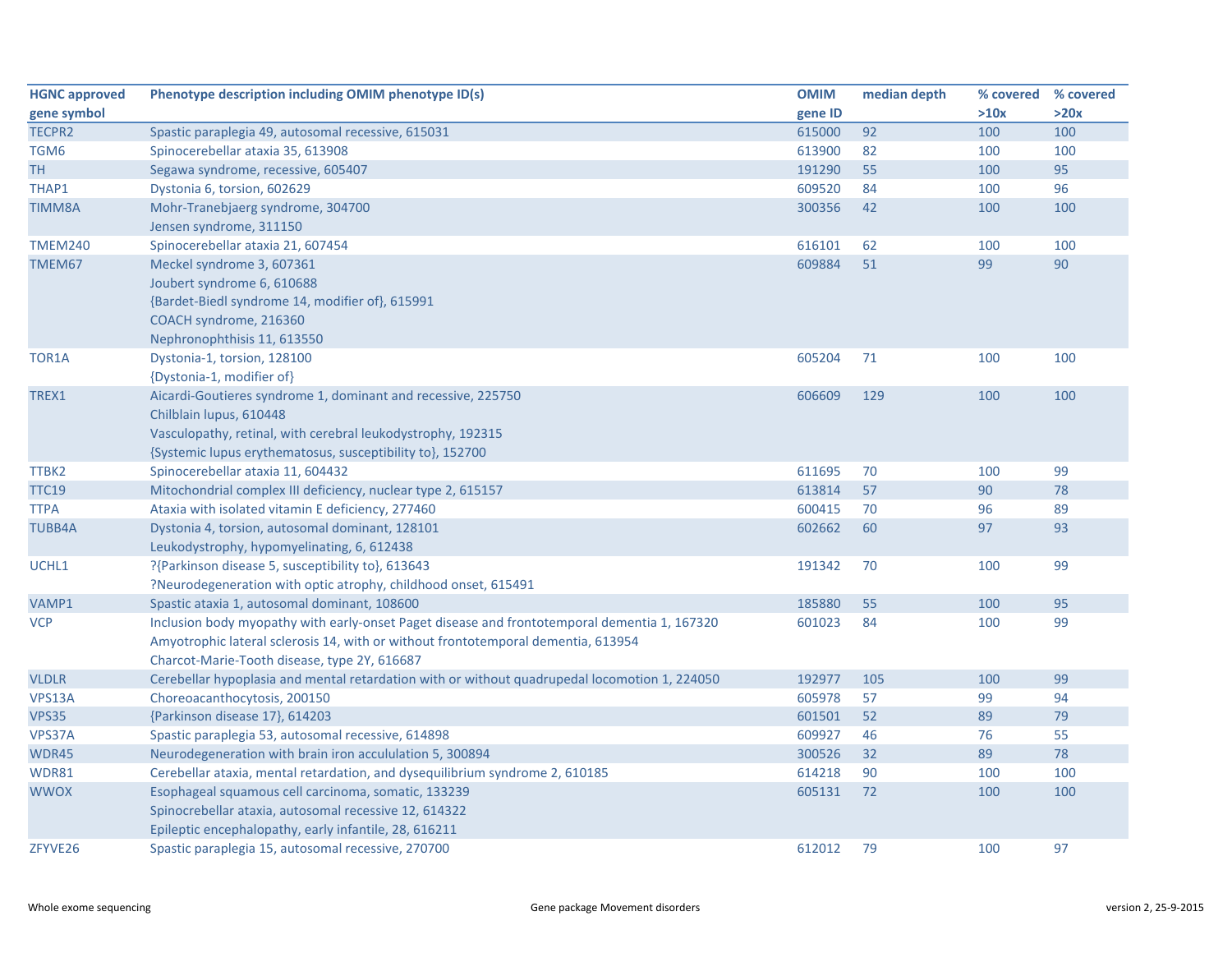| HGNC approved gene symbol | Phenotype description including OMIM phenotype ID(s) | OMIM gene ID | median depth | % covered >10x | % covered >20x |
|---|---|---|---|---|---|
| TECPR2 | Spastic paraplegia 49, autosomal recessive, 615031 | 615000 | 92 | 100 | 100 |
| TGM6 | Spinocerebellar ataxia 35, 613908 | 613900 | 82 | 100 | 100 |
| TH | Segawa syndrome, recessive, 605407 | 191290 | 55 | 100 | 95 |
| THAP1 | Dystonia 6, torsion, 602629 | 609520 | 84 | 100 | 96 |
| TIMM8A | Mohr-Tranebjaerg syndrome, 304700<br>Jensen syndrome, 311150 | 300356 | 42 | 100 | 100 |
| TMEM240 | Spinocerebellar ataxia 21, 607454 | 616101 | 62 | 100 | 100 |
| TMEM67 | Meckel syndrome 3, 607361<br>Joubert syndrome 6, 610688<br>{Bardet-Biedl syndrome 14, modifier of}, 615991<br>COACH syndrome, 216360<br>Nephronophthisis 11, 613550 | 609884 | 51 | 99 | 90 |
| TOR1A | Dystonia-1, torsion, 128100<br>{Dystonia-1, modifier of} | 605204 | 71 | 100 | 100 |
| TREX1 | Aicardi-Goutieres syndrome 1, dominant and recessive, 225750<br>Chilblain lupus, 610448<br>Vasculopathy, retinal, with cerebral leukodystrophy, 192315<br>{Systemic lupus erythematosus, susceptibility to}, 152700 | 606609 | 129 | 100 | 100 |
| TTBK2 | Spinocerebellar ataxia 11, 604432 | 611695 | 70 | 100 | 99 |
| TTC19 | Mitochondrial complex III deficiency, nuclear type 2, 615157 | 613814 | 57 | 90 | 78 |
| TTPA | Ataxia with isolated vitamin E deficiency, 277460 | 600415 | 70 | 96 | 89 |
| TUBB4A | Dystonia 4, torsion, autosomal dominant, 128101<br>Leukodystrophy, hypomyelinating, 6, 612438 | 602662 | 60 | 97 | 93 |
| UCHL1 | ?{Parkinson disease 5, susceptibility to}, 613643<br>?Neurodegeneration with optic atrophy, childhood onset, 615491 | 191342 | 70 | 100 | 99 |
| VAMP1 | Spastic ataxia 1, autosomal dominant, 108600 | 185880 | 55 | 100 | 95 |
| VCP | Inclusion body myopathy with early-onset Paget disease and frontotemporal dementia 1, 167320<br>Amyotrophic lateral sclerosis 14, with or without frontotemporal dementia, 613954<br>Charcot-Marie-Tooth disease, type 2Y, 616687 | 601023 | 84 | 100 | 99 |
| VLDLR | Cerebellar hypoplasia and mental retardation with or without quadrupedal locomotion 1, 224050 | 192977 | 105 | 100 | 99 |
| VPS13A | Choreoacanthocytosis, 200150 | 605978 | 57 | 99 | 94 |
| VPS35 | {Parkinson disease 17}, 614203 | 601501 | 52 | 89 | 79 |
| VPS37A | Spastic paraplegia 53, autosomal recessive, 614898 | 609927 | 46 | 76 | 55 |
| WDR45 | Neurodegeneration with brain iron acculilation 5, 300894 | 300526 | 32 | 89 | 78 |
| WDR81 | Cerebellar ataxia, mental retardation, and dysequilibrium syndrome 2, 610185 | 614218 | 90 | 100 | 100 |
| WWOX | Esophageal squamous cell carcinoma, somatic, 133239<br>Spinocrebellar ataxia, autosomal recessive 12, 614322<br>Epileptic encephalopathy, early infantile, 28, 616211 | 605131 | 72 | 100 | 100 |
| ZFYVE26 | Spastic paraplegia 15, autosomal recessive, 270700 | 612012 | 79 | 100 | 97 |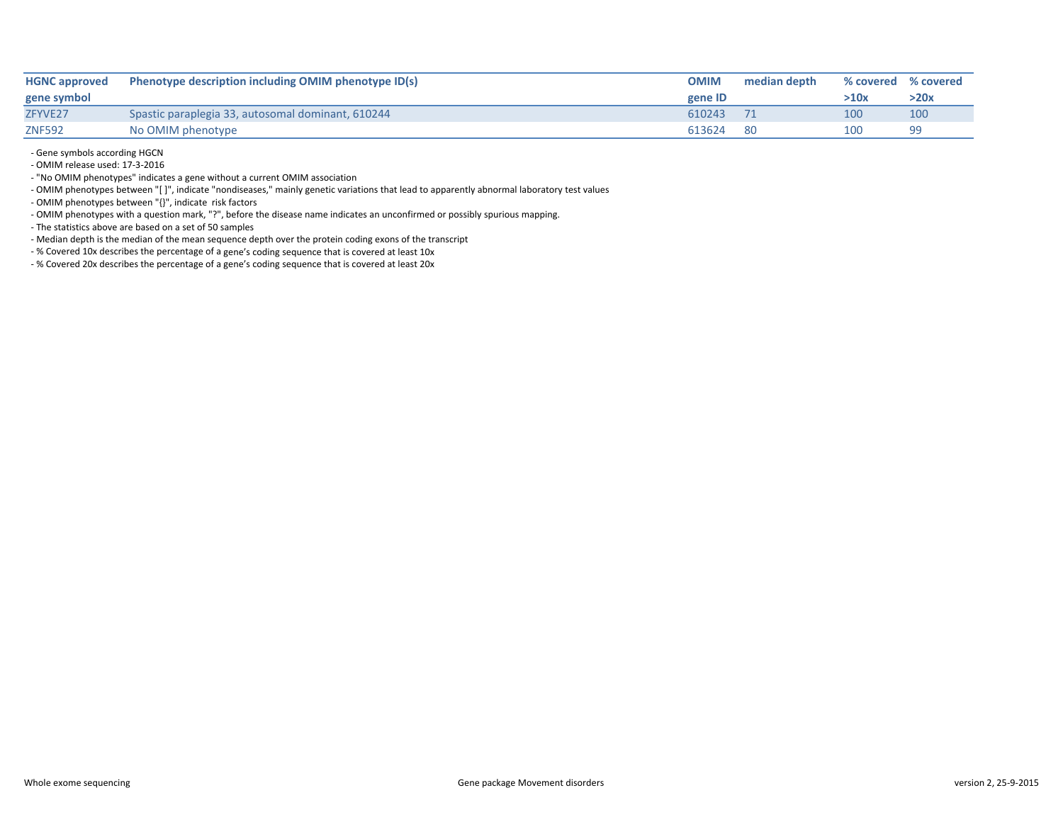| HGNC approved gene symbol | Phenotype description including OMIM phenotype ID(s) | OMIM gene ID | median depth | % covered >10x | % covered >20x |
|---|---|---|---|---|---|
| ZFYVE27 | Spastic paraplegia 33, autosomal dominant, 610244 | 610243 | 71 | 100 | 100 |
| ZNF592 | No OMIM phenotype | 613624 | 80 | 100 | 99 |

- Gene symbols according HGCN
- OMIM release used: 17-3-2016
- "No OMIM phenotypes" indicates a gene without a current OMIM association
- OMIM phenotypes between "[ ]", indicate "nondiseases," mainly genetic variations that lead to apparently abnormal laboratory test values
- OMIM phenotypes between "{}", indicate risk factors
- OMIM phenotypes with a question mark, "?", before the disease name indicates an unconfirmed or possibly spurious mapping.
- The statistics above are based on a set of 50 samples
- Median depth is the median of the mean sequence depth over the protein coding exons of the transcript
- % Covered 10x describes the percentage of a gene's coding sequence that is covered at least 10x
- % Covered 20x describes the percentage of a gene's coding sequence that is covered at least 20x